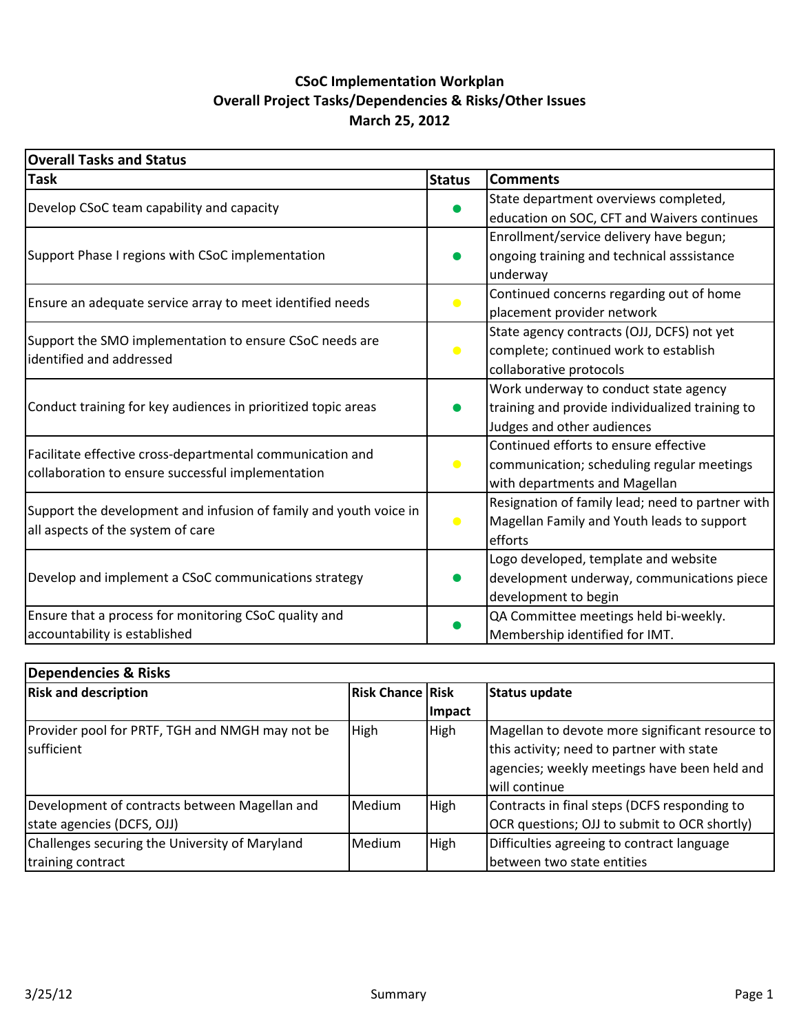# CSoC Implementation Workplan
## Overall Project Tasks/Dependencies & Risks/Other Issues
### March 25, 2012

| Overall Tasks and Status | | |
|---|---|---|
| **Task** | **Status** | **Comments** |
| Develop CSoC team capability and capacity | ● (green) | State department overviews completed, education on SOC, CFT and Waivers continues |
| Support Phase I regions with CSoC implementation | ● (green) | Enrollment/service delivery have begun; ongoing training and technical asssistance underway |
| Ensure an adequate service array to meet identified needs | ● (yellow) | Continued concerns regarding out of home placement provider network |
| Support the SMO implementation to ensure CSoC needs are identified and addressed | ● (yellow) | State agency contracts (OJJ, DCFS) not yet complete; continued work to establish collaborative protocols |
| Conduct training for key audiences in prioritized topic areas | ● (green) | Work underway to conduct state agency training and provide individualized training to Judges and other audiences |
| Facilitate effective cross-departmental communication and collaboration to ensure successful implementation | ● (yellow) | Continued efforts to ensure effective communication; scheduling regular meetings with departments and Magellan |
| Support the development and infusion of family and youth voice in all aspects of the system of care | ● (yellow) | Resignation of family lead; need to partner with Magellan Family and Youth leads to support efforts |
| Develop and implement a CSoC communications strategy | ● (green) | Logo developed, template and website development underway, communications piece development to begin |
| Ensure that a process for monitoring CSoC quality and accountability is established | ● (green) | QA Committee meetings held bi-weekly. Membership identified for IMT. |

| Dependencies & Risks | | | |
|---|---|---|---|
| **Risk and description** | **Risk Chance** | **Risk Impact** | **Status update** |
| Provider pool for PRTF, TGH and NMGH may not be sufficient | High | High | Magellan to devote more significant resource to this activity; need to partner with state agencies; weekly meetings have been held and will continue |
| Development of contracts between Magellan and state agencies (DCFS, OJJ) | Medium | High | Contracts in final steps (DCFS responding to OCR questions; OJJ to submit to OCR shortly) |
| Challenges securing the University of Maryland training contract | Medium | High | Difficulties agreeing to contract language between two state entities |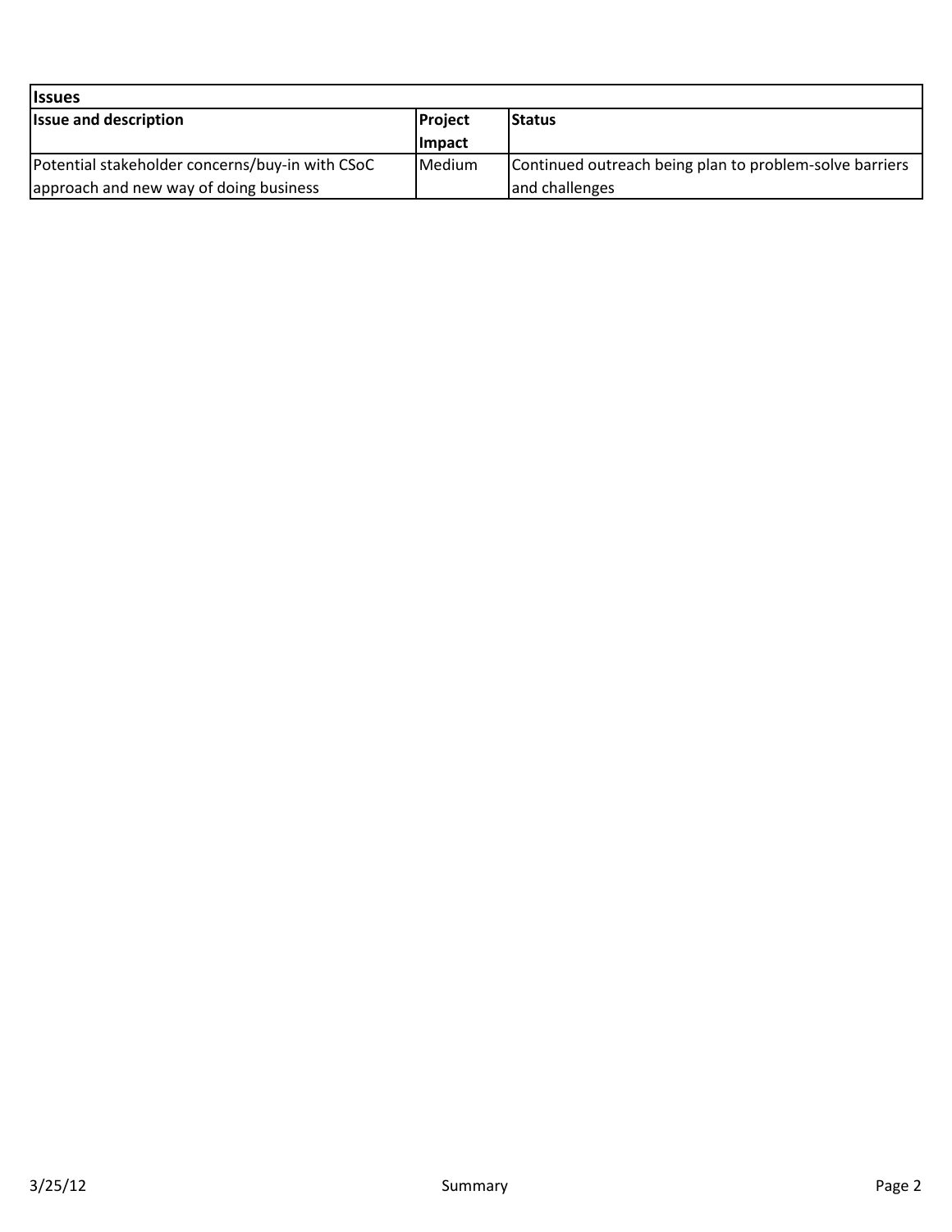| Issues | | |
| --- | --- | --- |
| **Issue and description** | **Project Impact** | **Status** |
| Potential stakeholder concerns/buy-in with CSoC approach and new way of doing business | Medium | Continued outreach being plan to problem-solve barriers and challenges |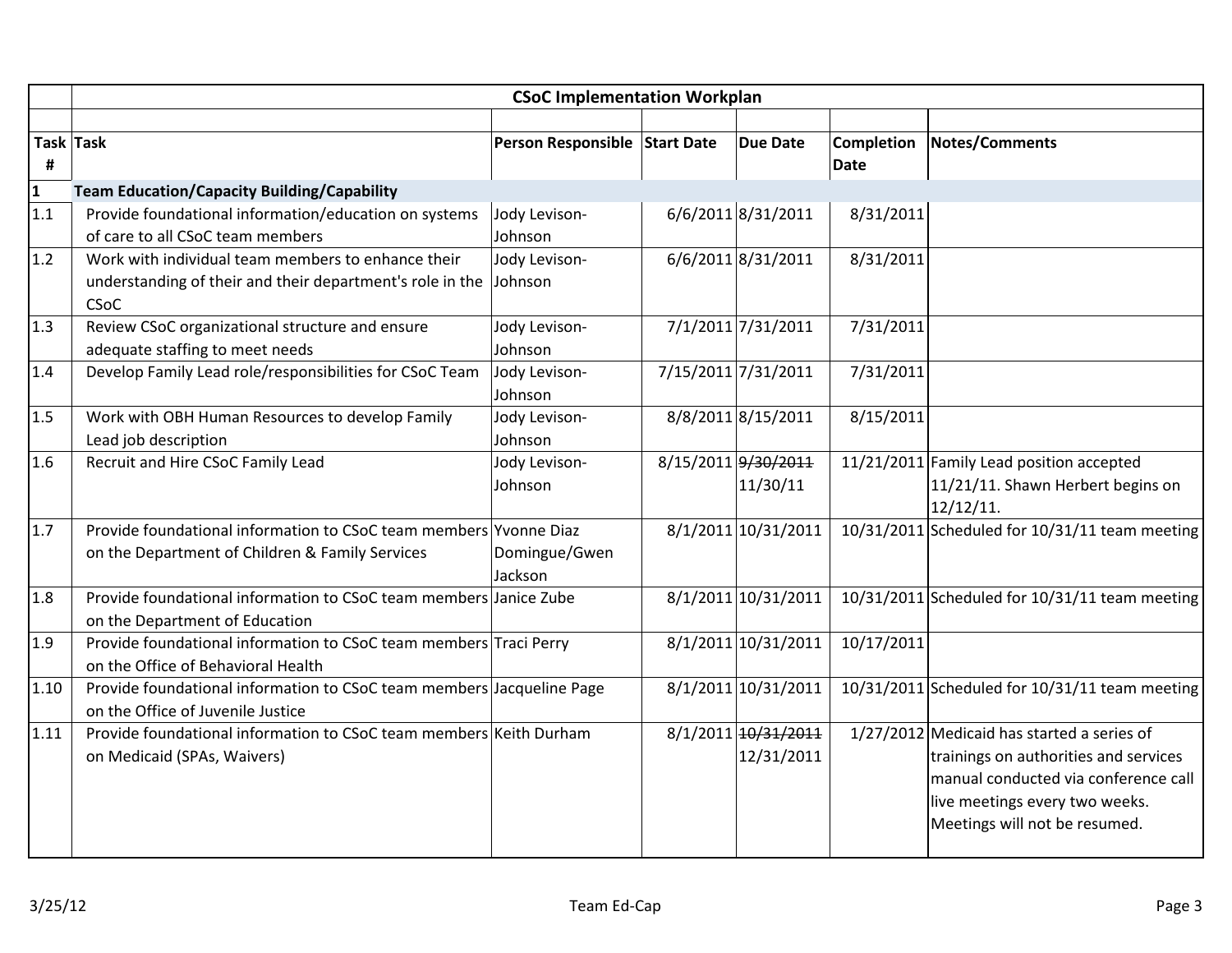| Task # | Task | Person Responsible | Start Date | Due Date | Completion Date | Notes/Comments |
|---|---|---|---|---|---|---|
| | **CSoC Implementation Workplan** | | | | | |
| **1** | **Team Education/Capacity Building/Capability** | | | | | |
| 1.1 | Provide foundational information/education on systems of care to all CSoC team members | Jody Levison-Johnson | 6/6/2011 | 8/31/2011 | 8/31/2011 | |
| 1.2 | Work with individual team members to enhance their understanding of their and their department's role in the CSoC | Jody Levison-Johnson | 6/6/2011 | 8/31/2011 | 8/31/2011 | |
| 1.3 | Review CSoC organizational structure and ensure adequate staffing to meet needs | Jody Levison-Johnson | 7/1/2011 | 7/31/2011 | 7/31/2011 | |
| 1.4 | Develop Family Lead role/responsibilities for CSoC Team | Jody Levison-Johnson | 7/15/2011 | 7/31/2011 | 7/31/2011 | |
| 1.5 | Work with OBH Human Resources to develop Family Lead job description | Jody Levison-Johnson | 8/8/2011 | 8/15/2011 | 8/15/2011 | |
| 1.6 | Recruit and Hire CSoC Family Lead | Jody Levison-Johnson | 8/15/2011 | ~~9/30/2011~~ 11/30/11 | 11/21/2011 | Family Lead position accepted 11/21/11. Shawn Herbert begins on 12/12/11. |
| 1.7 | Provide foundational information to CSoC team members on the Department of Children & Family Services | Yvonne Diaz Domingue/Gwen Jackson | 8/1/2011 | 10/31/2011 | 10/31/2011 | Scheduled for 10/31/11 team meeting |
| 1.8 | Provide foundational information to CSoC team members on the Department of Education | Janice Zube | 8/1/2011 | 10/31/2011 | 10/31/2011 | Scheduled for 10/31/11 team meeting |
| 1.9 | Provide foundational information to CSoC team members on the Office of Behavioral Health | Traci Perry | 8/1/2011 | 10/31/2011 | 10/17/2011 | |
| 1.10 | Provide foundational information to CSoC team members on the Office of Juvenile Justice | Jacqueline Page | 8/1/2011 | 10/31/2011 | 10/31/2011 | Scheduled for 10/31/11 team meeting |
| 1.11 | Provide foundational information to CSoC team members on Medicaid (SPAs, Waivers) | Keith Durham | 8/1/2011 | ~~10/31/2011~~ 12/31/2011 | 1/27/2012 | Medicaid has started a series of trainings on authorities and services manual conducted via conference call live meetings every two weeks. Meetings will not be resumed. |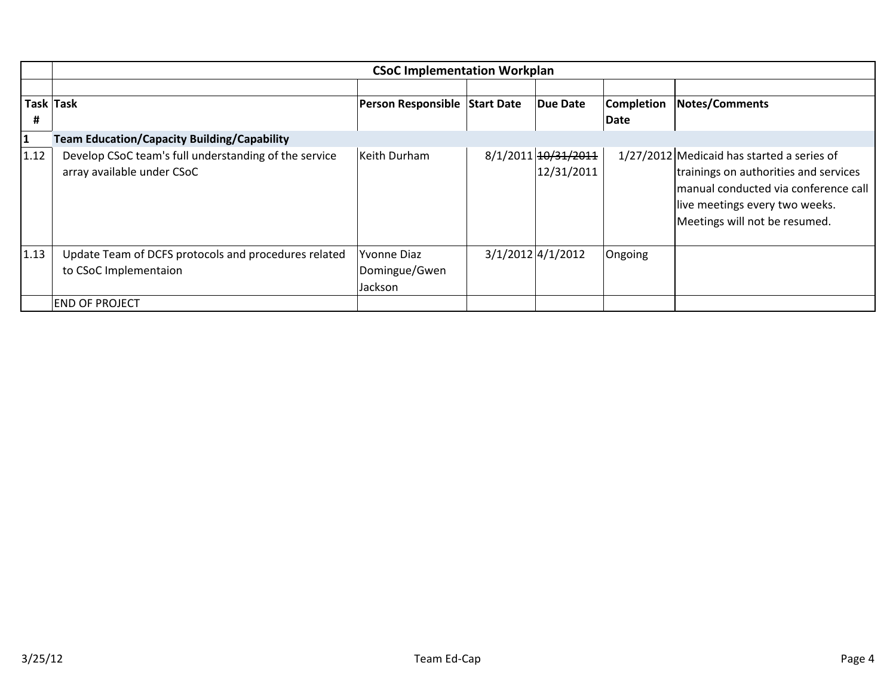| | CSoC Implementation Workplan | | | | | |
|---|---|---|---|---|---|---|
| | | | | | | |
| **Task #** | **Task** | **Person Responsible** | **Start Date** | **Due Date** | **Completion Date** | **Notes/Comments** |
| **1** | **Team Education/Capacity Building/Capability** | | | | | |
| 1.12 | Develop CSoC team's full understanding of the service array available under CSoC | Keith Durham | 8/1/2011 | ~~10/31/2011~~ 12/31/2011 | 1/27/2012 | Medicaid has started a series of trainings on authorities and services manual conducted via conference call live meetings every two weeks. Meetings will not be resumed. |
| 1.13 | Update Team of DCFS protocols and procedures related to CSoC Implementaion | Yvonne Diaz Domingue/Gwen Jackson | 3/1/2012 | 4/1/2012 | Ongoing | |
| | END OF PROJECT | | | | | |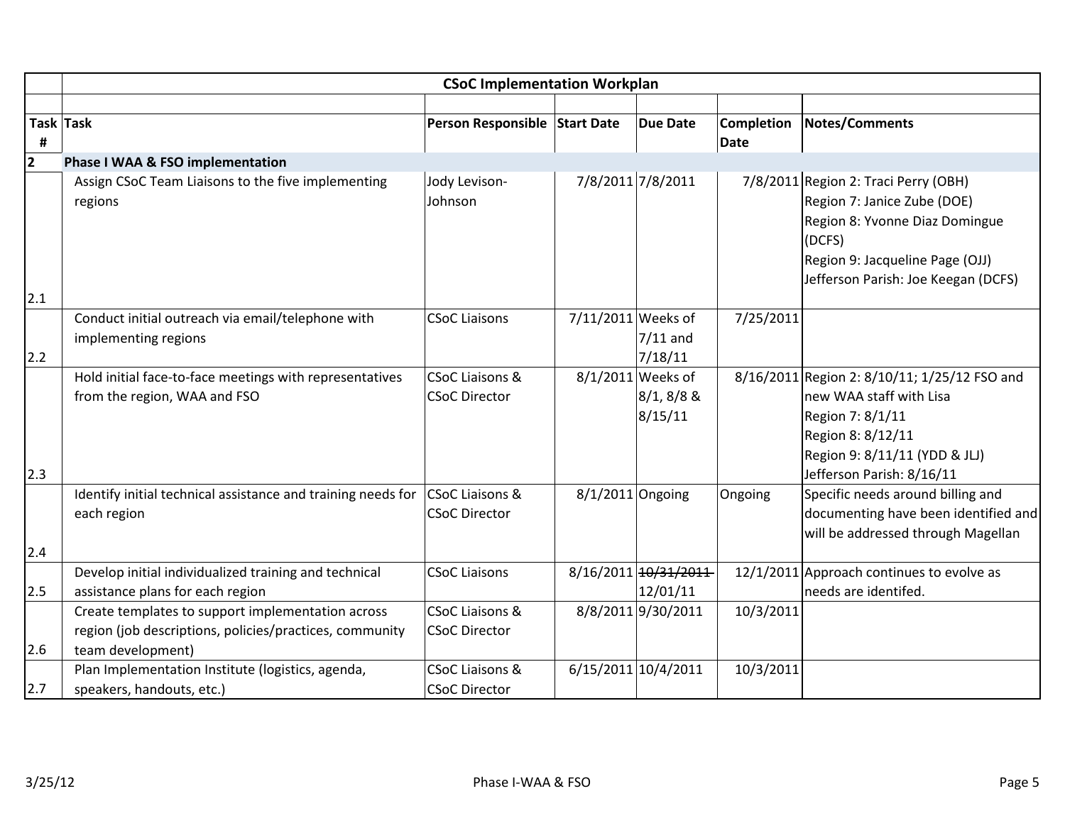| | CSoC Implementation Workplan | | | | | |
|---|---|---|---|---|---|---|
| **Task #** | **Task** | **Person Responsible** | **Start Date** | **Due Date** | **Completion Date** | **Notes/Comments** |
| **2** | **Phase I WAA & FSO implementation** | | | | | |
| 2.1 | Assign CSoC Team Liaisons to the five implementing regions | Jody Levison-Johnson | 7/8/2011 | 7/8/2011 | 7/8/2011 | Region 2: Traci Perry (OBH)<br>Region 7: Janice Zube (DOE)<br>Region 8: Yvonne Diaz Domingue (DCFS)<br>Region 9: Jacqueline Page (OJJ)<br>Jefferson Parish: Joe Keegan (DCFS) |
| 2.2 | Conduct initial outreach via email/telephone with implementing regions | CSoC Liaisons | 7/11/2011 | Weeks of 7/11 and 7/18/11 | 7/25/2011 | |
| 2.3 | Hold initial face-to-face meetings with representatives from the region, WAA and FSO | CSoC Liaisons & CSoC Director | 8/1/2011 | Weeks of 8/1, 8/8 & 8/15/11 | 8/16/2011 | Region 2: 8/10/11; 1/25/12 FSO and new WAA staff with Lisa<br>Region 7: 8/1/11<br>Region 8: 8/12/11<br>Region 9: 8/11/11 (YDD & JLJ)<br>Jefferson Parish: 8/16/11 |
| 2.4 | Identify initial technical assistance and training needs for each region | CSoC Liaisons & CSoC Director | 8/1/2011 | Ongoing | Ongoing | Specific needs around billing and documenting have been identified and will be addressed through Magellan |
| 2.5 | Develop initial individualized training and technical assistance plans for each region | CSoC Liaisons | 8/16/2011 | ~~10/31/2011~~ 12/01/11 | 12/1/2011 | Approach continues to evolve as needs are identifed. |
| 2.6 | Create templates to support implementation across region (job descriptions, policies/practices, community team development) | CSoC Liaisons & CSoC Director | 8/8/2011 | 9/30/2011 | 10/3/2011 | |
| 2.7 | Plan Implementation Institute (logistics, agenda, speakers, handouts, etc.) | CSoC Liaisons & CSoC Director | 6/15/2011 | 10/4/2011 | 10/3/2011 | |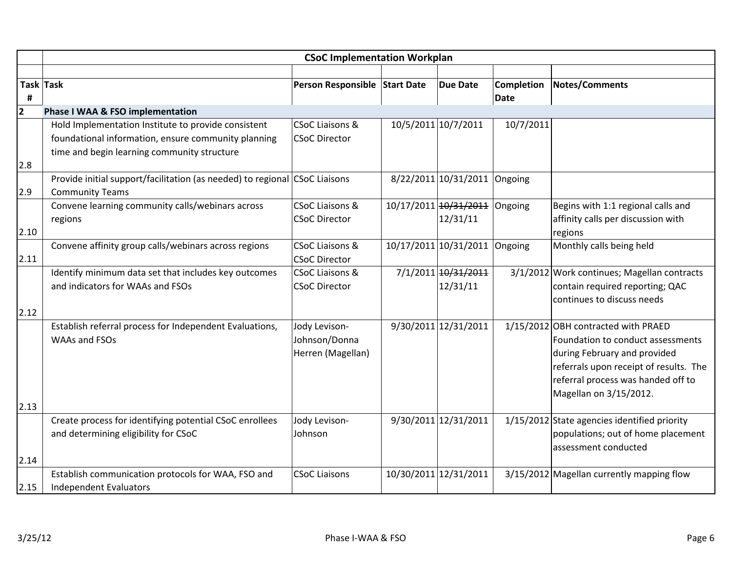| Task # | CSoC Implementation Workplan | | | | | |
|---|---|---|---|---|---|---|
| | Task | Person Responsible | Start Date | Due Date | Completion Date | Notes/Comments |
| **2** | **Phase I WAA & FSO implementation** | | | | | |
| 2.8 | Hold Implementation Institute to provide consistent foundational information, ensure community planning time and begin learning community structure | CSoC Liaisons & CSoC Director | 10/5/2011 | 10/7/2011 | 10/7/2011 | |
| 2.9 | Provide initial support/facilitation (as needed) to regional Community Teams | CSoC Liaisons | 8/22/2011 | 10/31/2011 | Ongoing | |
| 2.10 | Convene learning community calls/webinars across regions | CSoC Liaisons & CSoC Director | 10/17/2011 | ~~10/31/2011~~ 12/31/11 | Ongoing | Begins with 1:1 regional calls and affinity calls per discussion with regions |
| 2.11 | Convene affinity group calls/webinars across regions | CSoC Liaisons & CSoC Director | 10/17/2011 | 10/31/2011 | Ongoing | Monthly calls being held |
| 2.12 | Identify minimum data set that includes key outcomes and indicators for WAAs and FSOs | CSoC Liaisons & CSoC Director | 7/1/2011 | ~~10/31/2011~~ 12/31/11 | 3/1/2012 | Work continues; Magellan contracts contain required reporting; QAC continues to discuss needs |
| 2.13 | Establish referral process for Independent Evaluations, WAAs and FSOs | Jody Levison-Johnson/Donna Herren (Magellan) | 9/30/2011 | 12/31/2011 | 1/15/2012 | OBH contracted with PRAED Foundation to conduct assessments during February and provided referrals upon receipt of results. The referral process was handed off to Magellan on 3/15/2012. |
| 2.14 | Create process for identifying potential CSoC enrollees and determining eligibility for CSoC | Jody Levison-Johnson | 9/30/2011 | 12/31/2011 | 1/15/2012 | State agencies identified priority populations; out of home placement assessment conducted |
| 2.15 | Establish communication protocols for WAA, FSO and Independent Evaluators | CSoC Liaisons | 10/30/2011 | 12/31/2011 | 3/15/2012 | Magellan currently mapping flow |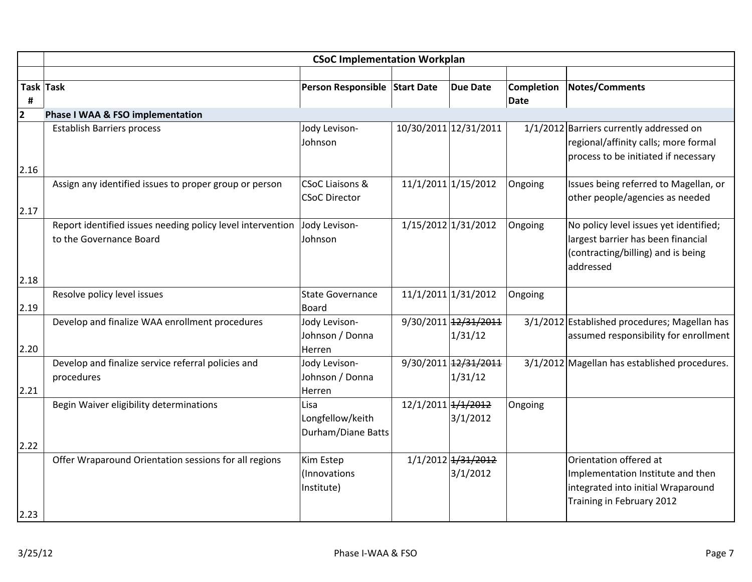| | CSoC Implementation Workplan | | | | | |
|---|---|---|---|---|---|---|
| | | | | | | |
| Task # | Task | Person Responsible | Start Date | Due Date | Completion Date | Notes/Comments |
| **2** | **Phase I WAA & FSO implementation** | | | | | |
| 2.16 | Establish Barriers process | Jody Levison-Johnson | 10/30/2011 | 12/31/2011 | 1/1/2012 | Barriers currently addressed on regional/affinity calls; more formal process to be initiated if necessary |
| 2.17 | Assign any identified issues to proper group or person | CSoC Liaisons & CSoC Director | 11/1/2011 | 1/15/2012 | Ongoing | Issues being referred to Magellan, or other people/agencies as needed |
| 2.18 | Report identified issues needing policy level intervention to the Governance Board | Jody Levison-Johnson | 1/15/2012 | 1/31/2012 | Ongoing | No policy level issues yet identified; largest barrier has been financial (contracting/billing) and is being addressed |
| 2.19 | Resolve policy level issues | State Governance Board | 11/1/2011 | 1/31/2012 | Ongoing | |
| 2.20 | Develop and finalize WAA enrollment procedures | Jody Levison-Johnson / Donna Herren | 9/30/2011 | ~~12/31/2011~~ 1/31/12 | 3/1/2012 | Established procedures; Magellan has assumed responsibility for enrollment |
| 2.21 | Develop and finalize service referral policies and procedures | Jody Levison-Johnson / Donna Herren | 9/30/2011 | ~~12/31/2011~~ 1/31/12 | 3/1/2012 | Magellan has established procedures. |
| 2.22 | Begin Waiver eligibility determinations | Lisa Longfellow/keith Durham/Diane Batts | 12/1/2011 | ~~1/1/2012~~ 3/1/2012 | Ongoing | |
| 2.23 | Offer Wraparound Orientation sessions for all regions | Kim Estep (Innovations Institute) | 1/1/2012 | ~~1/31/2012~~ 3/1/2012 | | Orientation offered at Implementation Institute and then integrated into initial Wraparound Training in February 2012 |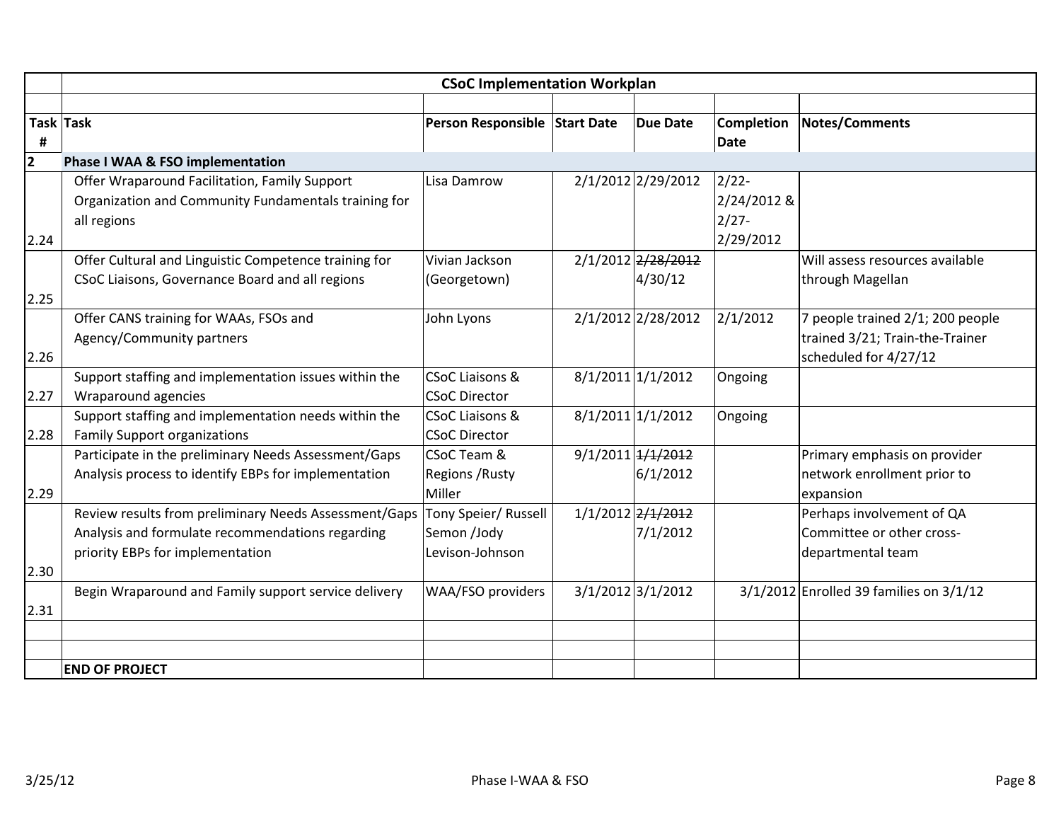| | CSoC Implementation Workplan | | | | | |
|---|---|---|---|---|---|---|
| | | | | | | |
| **Task #** | **Task** | **Person Responsible** | **Start Date** | **Due Date** | **Completion Date** | **Notes/Comments** |
| **2** | **Phase I WAA & FSO implementation** | | | | | |
| 2.24 | Offer Wraparound Facilitation, Family Support Organization and Community Fundamentals training for all regions | Lisa Damrow | 2/1/2012 | 2/29/2012 | 2/22-2/24/2012 & 2/27-2/29/2012 | |
| 2.25 | Offer Cultural and Linguistic Competence training for CSoC Liaisons, Governance Board and all regions | Vivian Jackson (Georgetown) | 2/1/2012 | ~~2/28/2012~~ 4/30/12 | | Will assess resources available through Magellan |
| 2.26 | Offer CANS training for WAAs, FSOs and Agency/Community partners | John Lyons | 2/1/2012 | 2/28/2012 | 2/1/2012 | 7 people trained 2/1; 200 people trained 3/21; Train-the-Trainer scheduled for 4/27/12 |
| 2.27 | Support staffing and implementation issues within the Wraparound agencies | CSoC Liaisons & CSoC Director | 8/1/2011 | 1/1/2012 | Ongoing | |
| 2.28 | Support staffing and implementation needs within the Family Support organizations | CSoC Liaisons & CSoC Director | 8/1/2011 | 1/1/2012 | Ongoing | |
| 2.29 | Participate in the preliminary Needs Assessment/Gaps Analysis process to identify EBPs for implementation | CSoC Team & Regions /Rusty Miller | 9/1/2011 | ~~1/1/2012~~ 6/1/2012 | | Primary emphasis on provider network enrollment prior to expansion |
| 2.30 | Review results from preliminary Needs Assessment/Gaps Analysis and formulate recommendations regarding priority EBPs for implementation | Tony Speier/ Russell Semon /Jody Levison-Johnson | 1/1/2012 | ~~2/1/2012~~ 7/1/2012 | | Perhaps involvement of QA Committee or other cross-departmental team |
| 2.31 | Begin Wraparound and Family support service delivery | WAA/FSO providers | 3/1/2012 | 3/1/2012 | 3/1/2012 | Enrolled 39 families on 3/1/12 |
| | | | | | | |
| | | | | | | |
| | **END OF PROJECT** | | | | | |

3/25/12 Phase I-WAA & FSO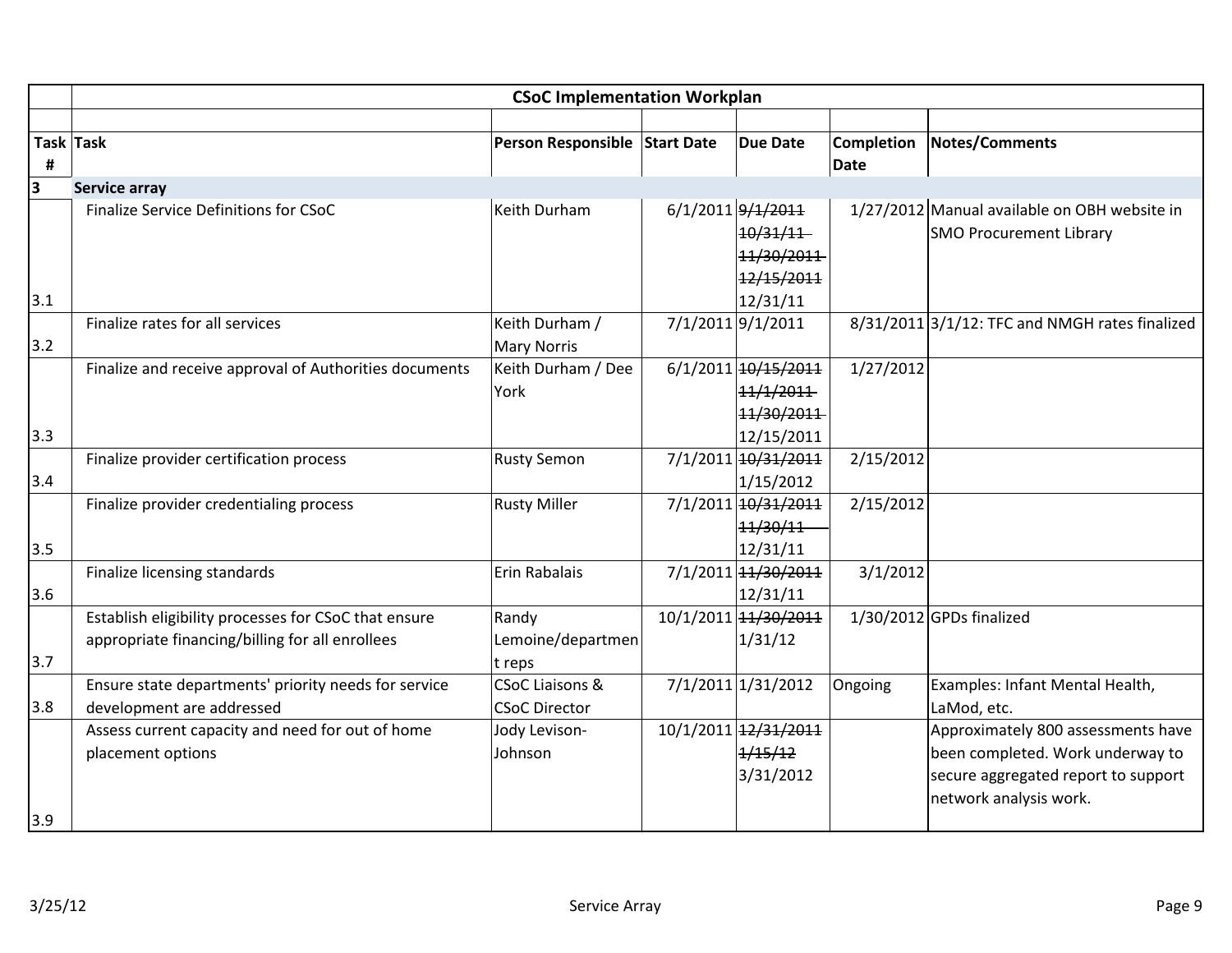| | **CSoC Implementation Workplan** | | | | | |
|---|---|---|---|---|---|---|
| **Task #** | **Task** | **Person Responsible** | **Start Date** | **Due Date** | **Completion Date** | **Notes/Comments** |
| **3** | **Service array** | | | | | |
| 3.1 | Finalize Service Definitions for CSoC | Keith Durham | 6/1/2011 | ~~9/1/2011~~ ~~10/31/11~~ ~~11/30/2011~~ ~~12/15/2011~~ 12/31/11 | 1/27/2012 | Manual available on OBH website in SMO Procurement Library |
| 3.2 | Finalize rates for all services | Keith Durham / Mary Norris | 7/1/2011 | 9/1/2011 | 8/31/2011 | 3/1/12: TFC and NMGH rates finalized |
| 3.3 | Finalize and receive approval of Authorities documents | Keith Durham / Dee York | 6/1/2011 | ~~10/15/2011~~ ~~11/1/2011~~ ~~11/30/2011~~ 12/15/2011 | 1/27/2012 | |
| 3.4 | Finalize provider certification process | Rusty Semon | 7/1/2011 | ~~10/31/2011~~ 1/15/2012 | 2/15/2012 | |
| 3.5 | Finalize provider credentialing process | Rusty Miller | 7/1/2011 | ~~10/31/2011~~ ~~11/30/11~~ 12/31/11 | 2/15/2012 | |
| 3.6 | Finalize licensing standards | Erin Rabalais | 7/1/2011 | ~~11/30/2011~~ 12/31/11 | 3/1/2012 | |
| 3.7 | Establish eligibility processes for CSoC that ensure appropriate financing/billing for all enrollees | Randy Lemoine/department reps | 10/1/2011 | ~~11/30/2011~~ 1/31/12 | 1/30/2012 | GPDs finalized |
| 3.8 | Ensure state departments' priority needs for service development are addressed | CSoC Liaisons & CSoC Director | 7/1/2011 | 1/31/2012 | Ongoing | Examples: Infant Mental Health, LaMod, etc. |
| 3.9 | Assess current capacity and need for out of home placement options | Jody Levison-Johnson | 10/1/2011 | ~~12/31/2011~~ ~~1/15/12~~ 3/31/2012 | | Approximately 800 assessments have been completed. Work underway to secure aggregated report to support network analysis work. |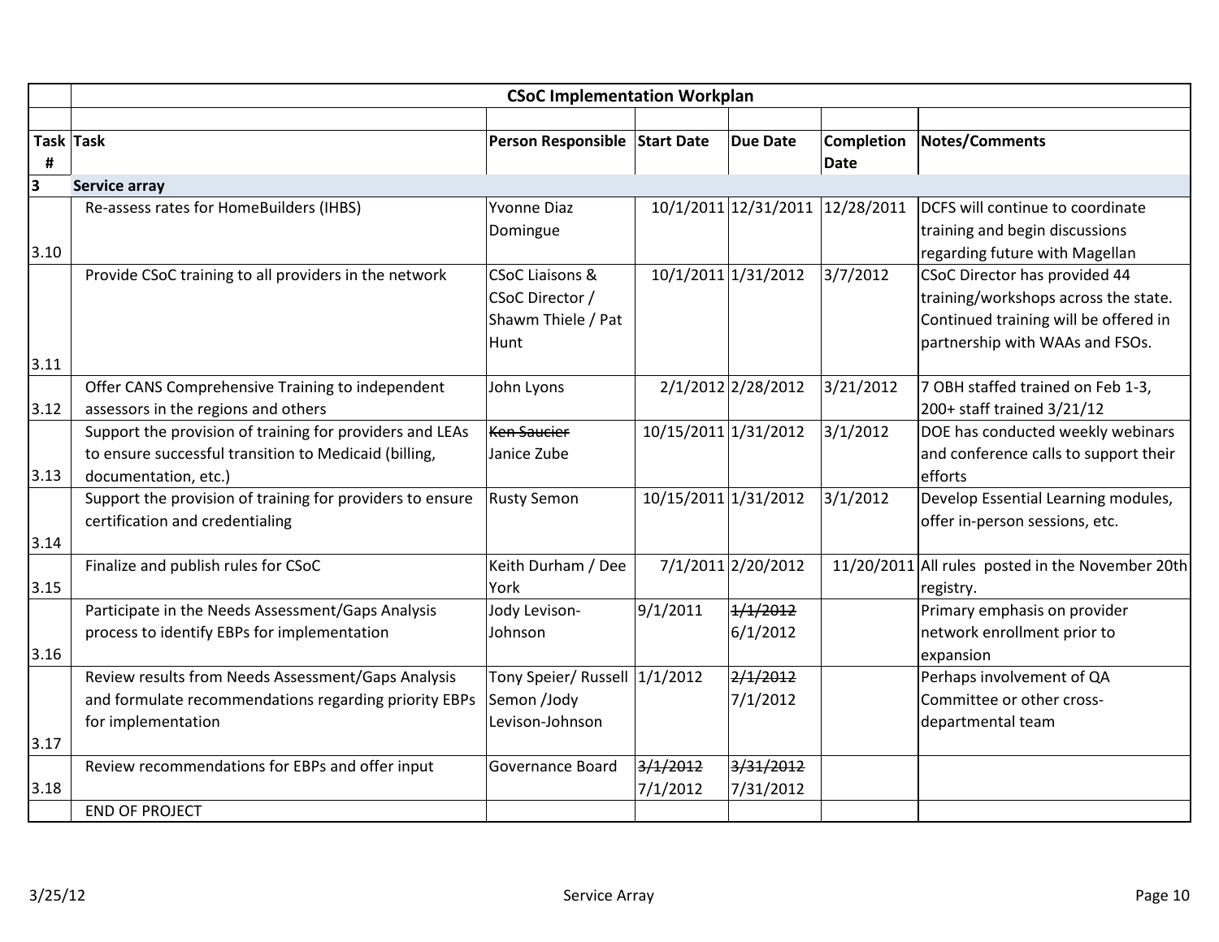| Task # | Task | Person Responsible | Start Date | Due Date | Completion Date | Notes/Comments |
|---|---|---|---|---|---|---|
| | **CSoC Implementation Workplan** | | | | | |
| **3** | **Service array** | | | | | |
| 3.10 | Re-assess rates for HomeBuilders (IHBS) | Yvonne Diaz Domingue | 10/1/2011 | 12/31/2011 | 12/28/2011 | DCFS will continue to coordinate training and begin discussions regarding future with Magellan |
| 3.11 | Provide CSoC training to all providers in the network | CSoC Liaisons & CSoC Director / Shawm Thiele / Pat Hunt | 10/1/2011 | 1/31/2012 | 3/7/2012 | CSoC Director has provided 44 training/workshops across the state. Continued training will be offered in partnership with WAAs and FSOs. |
| 3.12 | Offer CANS Comprehensive Training to independent assessors in the regions and others | John Lyons | 2/1/2012 | 2/28/2012 | 3/21/2012 | 7 OBH staffed trained on Feb 1-3, 200+ staff trained 3/21/12 |
| 3.13 | Support the provision of training for providers and LEAs to ensure successful transition to Medicaid (billing, documentation, etc.) | ~~Ken Saucier~~ Janice Zube | 10/15/2011 | 1/31/2012 | 3/1/2012 | DOE has conducted weekly webinars and conference calls to support their efforts |
| 3.14 | Support the provision of training for providers to ensure certification and credentialing | Rusty Semon | 10/15/2011 | 1/31/2012 | 3/1/2012 | Develop Essential Learning modules, offer in-person sessions, etc. |
| 3.15 | Finalize and publish rules for CSoC | Keith Durham / Dee York | 7/1/2011 | 2/20/2012 | 11/20/2011 | All rules posted in the November 20th registry. |
| 3.16 | Participate in the Needs Assessment/Gaps Analysis process to identify EBPs for implementation | Jody Levison-Johnson | 9/1/2011 | ~~1/1/2012~~ 6/1/2012 | | Primary emphasis on provider network enrollment prior to expansion |
| 3.17 | Review results from Needs Assessment/Gaps Analysis and formulate recommendations regarding priority EBPs for implementation | Tony Speier/ Russell Semon /Jody Levison-Johnson | 1/1/2012 | ~~2/1/2012~~ 7/1/2012 | | Perhaps involvement of QA Committee or other cross-departmental team |
| 3.18 | Review recommendations for EBPs and offer input | Governance Board | ~~3/1/2012~~ 7/1/2012 | ~~3/31/2012~~ 7/31/2012 | | |
| | END OF PROJECT | | | | | |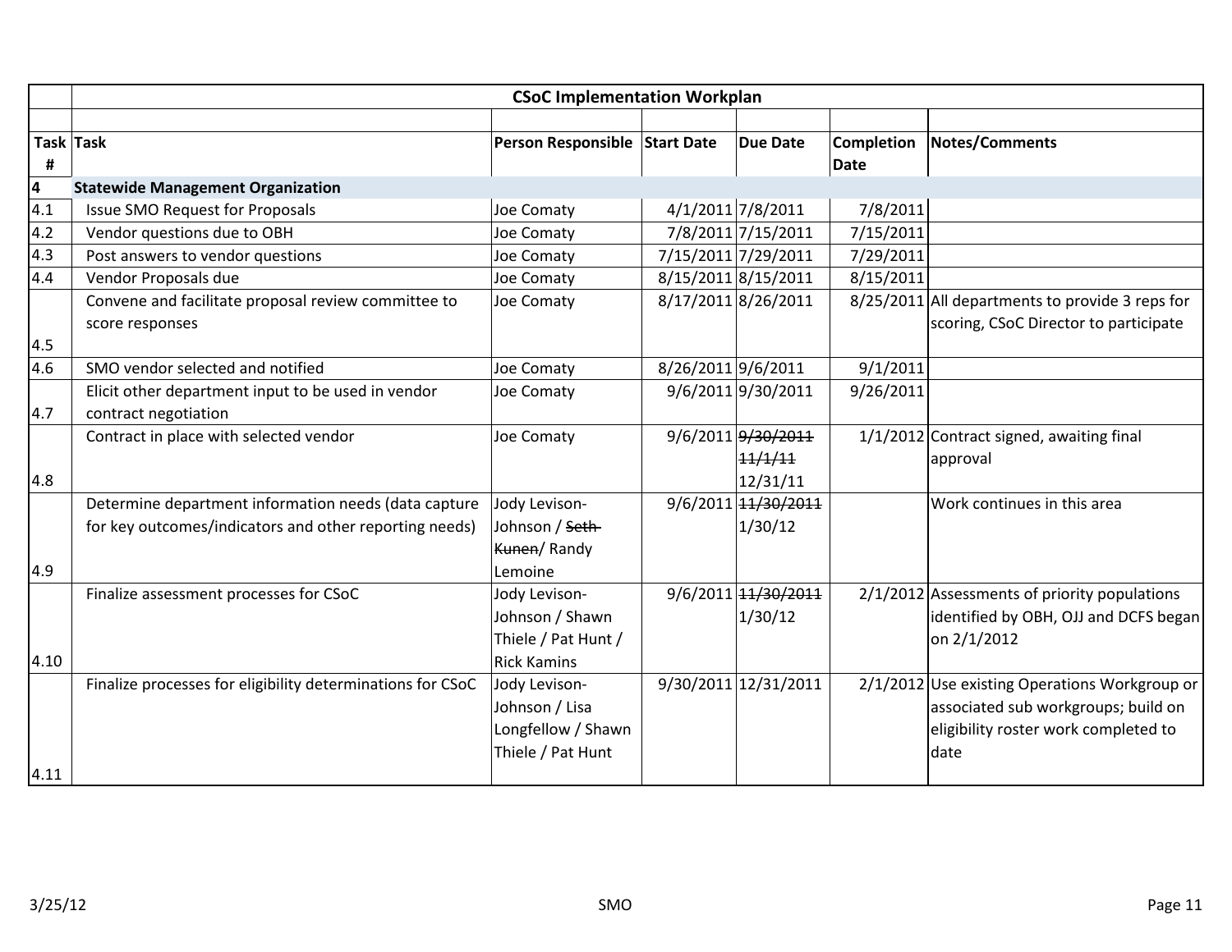| | CSoC Implementation Workplan | | | | | |
|---|---|---|---|---|---|---|
| Task # | Task | Person Responsible | Start Date | Due Date | Completion Date | Notes/Comments |
| 4 | **Statewide Management Organization** | | | | | |
| 4.1 | Issue SMO Request for Proposals | Joe Comaty | 4/1/2011 | 7/8/2011 | 7/8/2011 | |
| 4.2 | Vendor questions due to OBH | Joe Comaty | 7/8/2011 | 7/15/2011 | 7/15/2011 | |
| 4.3 | Post answers to vendor questions | Joe Comaty | 7/15/2011 | 7/29/2011 | 7/29/2011 | |
| 4.4 | Vendor Proposals due | Joe Comaty | 8/15/2011 | 8/15/2011 | 8/15/2011 | |
| 4.5 | Convene and facilitate proposal review committee to score responses | Joe Comaty | 8/17/2011 | 8/26/2011 | 8/25/2011 | All departments to provide 3 reps for scoring, CSoC Director to participate |
| 4.6 | SMO vendor selected and notified | Joe Comaty | 8/26/2011 | 9/6/2011 | 9/1/2011 | |
| 4.7 | Elicit other department input to be used in vendor contract negotiation | Joe Comaty | 9/6/2011 | 9/30/2011 | 9/26/2011 | |
| 4.8 | Contract in place with selected vendor | Joe Comaty | 9/6/2011 | ~~9/30/2011~~ ~~11/1/11~~ 12/31/11 | 1/1/2012 | Contract signed, awaiting final approval |
| 4.9 | Determine department information needs (data capture for key outcomes/indicators and other reporting needs) | Jody Levison-Johnson / ~~Seth Kunen~~/ Randy Lemoine | 9/6/2011 | ~~11/30/2011~~ 1/30/12 | | Work continues in this area |
| 4.10 | Finalize assessment processes for CSoC | Jody Levison-Johnson / Shawn Thiele / Pat Hunt / Rick Kamins | 9/6/2011 | ~~11/30/2011~~ 1/30/12 | 2/1/2012 | Assessments of priority populations identified by OBH, OJJ and DCFS began on 2/1/2012 |
| 4.11 | Finalize processes for eligibility determinations for CSoC | Jody Levison-Johnson / Lisa Longfellow / Shawn Thiele / Pat Hunt | 9/30/2011 | 12/31/2011 | 2/1/2012 | Use existing Operations Workgroup or associated sub workgroups; build on eligibility roster work completed to date |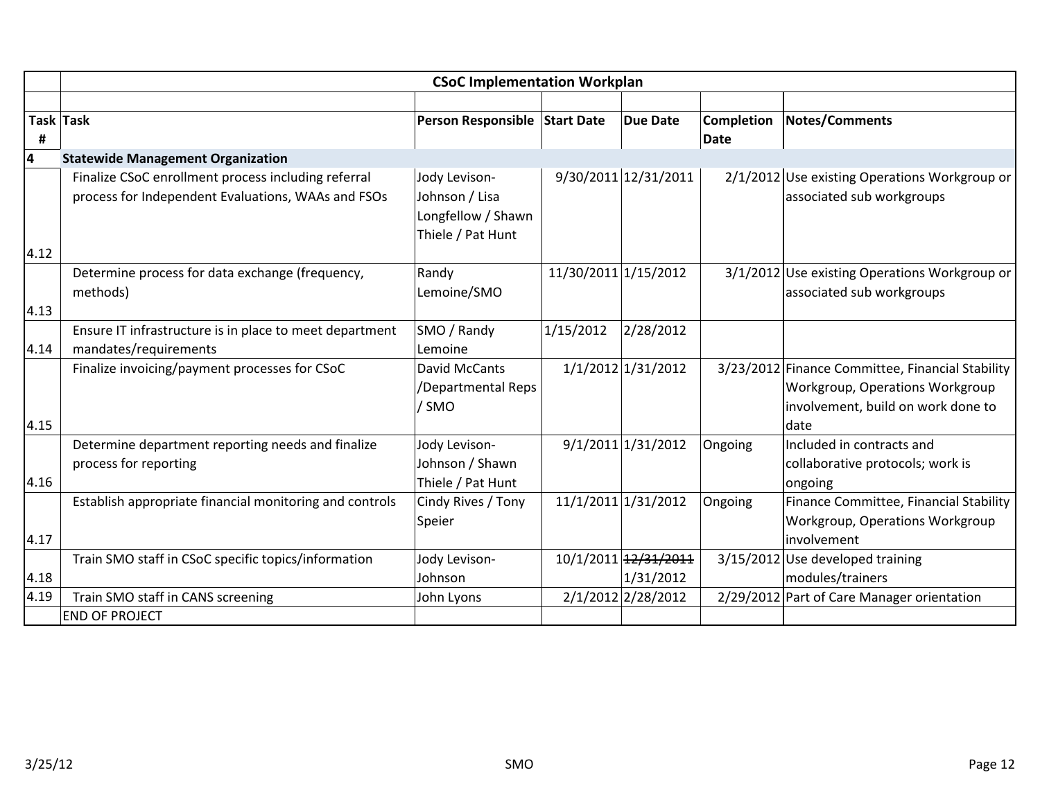| | CSoC Implementation Workplan | | | | | |
|---|---|---|---|---|---|---|
| | | | | | | |
| Task # | Task | Person Responsible | Start Date | Due Date | Completion Date | Notes/Comments |
| 4 | **Statewide Management Organization** | | | | | |
| 4.12 | Finalize CSoC enrollment process including referral process for Independent Evaluations, WAAs and FSOs | Jody Levison-Johnson / Lisa Longfellow / Shawn Thiele / Pat Hunt | 9/30/2011 | 12/31/2011 | 2/1/2012 | Use existing Operations Workgroup or associated sub workgroups |
| 4.13 | Determine process for data exchange (frequency, methods) | Randy Lemoine/SMO | 11/30/2011 | 1/15/2012 | 3/1/2012 | Use existing Operations Workgroup or associated sub workgroups |
| 4.14 | Ensure IT infrastructure is in place to meet department mandates/requirements | SMO / Randy Lemoine | 1/15/2012 | 2/28/2012 | | |
| 4.15 | Finalize invoicing/payment processes for CSoC | David McCants /Departmental Reps / SMO | 1/1/2012 | 1/31/2012 | 3/23/2012 | Finance Committee, Financial Stability Workgroup, Operations Workgroup involvement, build on work done to date |
| 4.16 | Determine department reporting needs and finalize process for reporting | Jody Levison-Johnson / Shawn Thiele / Pat Hunt | 9/1/2011 | 1/31/2012 | Ongoing | Included in contracts and collaborative protocols; work is ongoing |
| 4.17 | Establish appropriate financial monitoring and controls | Cindy Rives / Tony Speier | 11/1/2011 | 1/31/2012 | Ongoing | Finance Committee, Financial Stability Workgroup, Operations Workgroup involvement |
| 4.18 | Train SMO staff in CSoC specific topics/information | Jody Levison-Johnson | 10/1/2011 | ~~12/31/2011~~ 1/31/2012 | 3/15/2012 | Use developed training modules/trainers |
| 4.19 | Train SMO staff in CANS screening | John Lyons | 2/1/2012 | 2/28/2012 | 2/29/2012 | Part of Care Manager orientation |
| | END OF PROJECT | | | | | |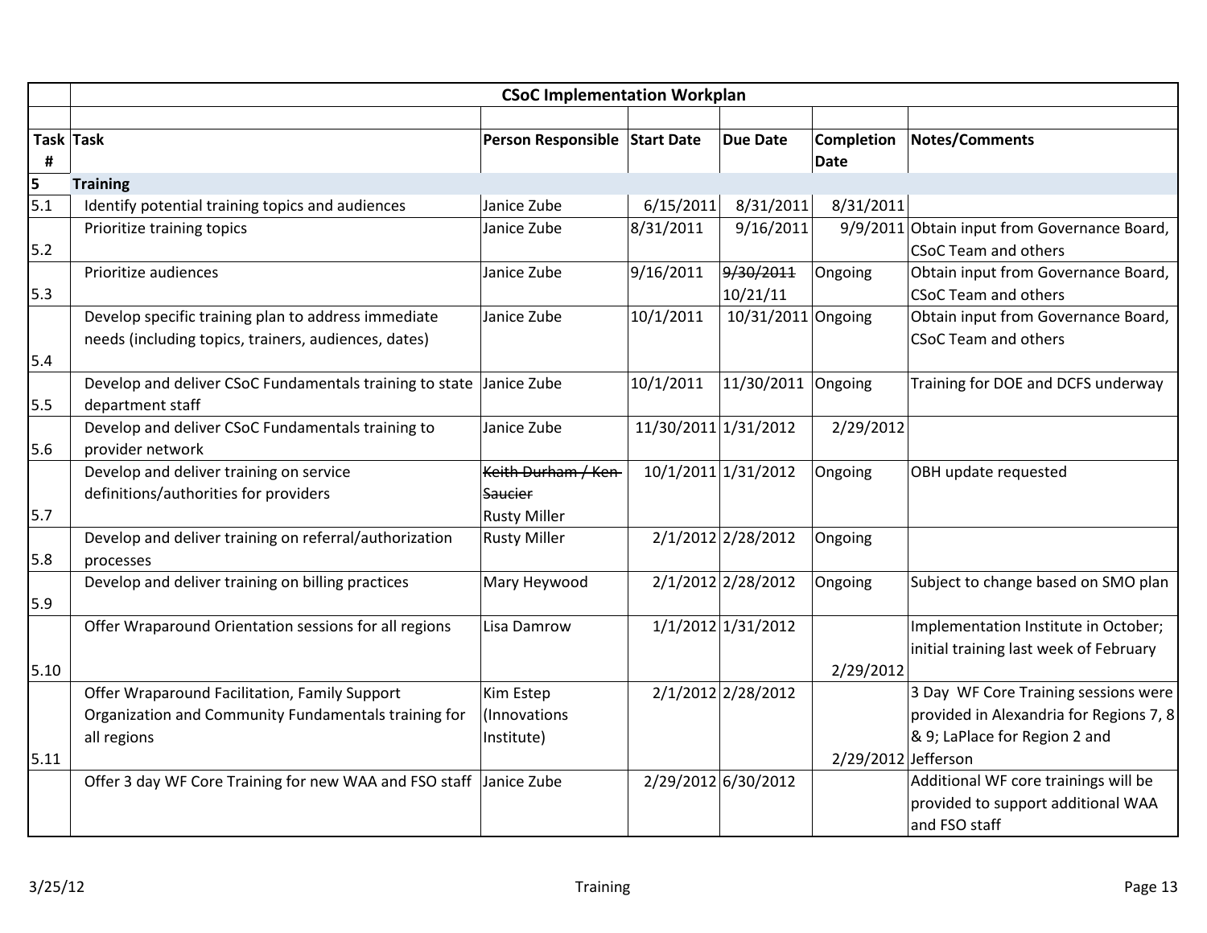| | CSoC Implementation Workplan | | | | | |
|---|---|---|---|---|---|---|
| | | | | | | |
| Task # | Task | Person Responsible | Start Date | Due Date | Completion Date | Notes/Comments |
| **5** | **Training** | | | | | |
| 5.1 | Identify potential training topics and audiences | Janice Zube | 6/15/2011 | 8/31/2011 | 8/31/2011 | |
| 5.2 | Prioritize training topics | Janice Zube | 8/31/2011 | 9/16/2011 | 9/9/2011 | Obtain input from Governance Board, CSoC Team and others |
| 5.3 | Prioritize audiences | Janice Zube | 9/16/2011 | ~~9/30/2011~~ 10/21/11 | Ongoing | Obtain input from Governance Board, CSoC Team and others |
| 5.4 | Develop specific training plan to address immediate needs (including topics, trainers, audiences, dates) | Janice Zube | 10/1/2011 | 10/31/2011 | Ongoing | Obtain input from Governance Board, CSoC Team and others |
| 5.5 | Develop and deliver CSoC Fundamentals training to state department staff | Janice Zube | 10/1/2011 | 11/30/2011 | Ongoing | Training for DOE and DCFS underway |
| 5.6 | Develop and deliver CSoC Fundamentals training to provider network | Janice Zube | 11/30/2011 | 1/31/2012 | 2/29/2012 | |
| 5.7 | Develop and deliver training on service definitions/authorities for providers | ~~Keith Durham / Ken Saucier~~ Rusty Miller | 10/1/2011 | 1/31/2012 | Ongoing | OBH update requested |
| 5.8 | Develop and deliver training on referral/authorization processes | Rusty Miller | 2/1/2012 | 2/28/2012 | Ongoing | |
| 5.9 | Develop and deliver training on billing practices | Mary Heywood | 2/1/2012 | 2/28/2012 | Ongoing | Subject to change based on SMO plan |
| 5.10 | Offer Wraparound Orientation sessions for all regions | Lisa Damrow | 1/1/2012 | 1/31/2012 | 2/29/2012 | Implementation Institute in October; initial training last week of February |
| 5.11 | Offer Wraparound Facilitation, Family Support Organization and Community Fundamentals training for all regions | Kim Estep (Innovations Institute) | 2/1/2012 | 2/28/2012 | 2/29/2012 | 3 Day WF Core Training sessions were provided in Alexandria for Regions 7, 8 & 9; LaPlace for Region 2 and Jefferson |
| | Offer 3 day WF Core Training for new WAA and FSO staff | Janice Zube | 2/29/2012 | 6/30/2012 | | Additional WF core trainings will be provided to support additional WAA and FSO staff |

3/25/12 Training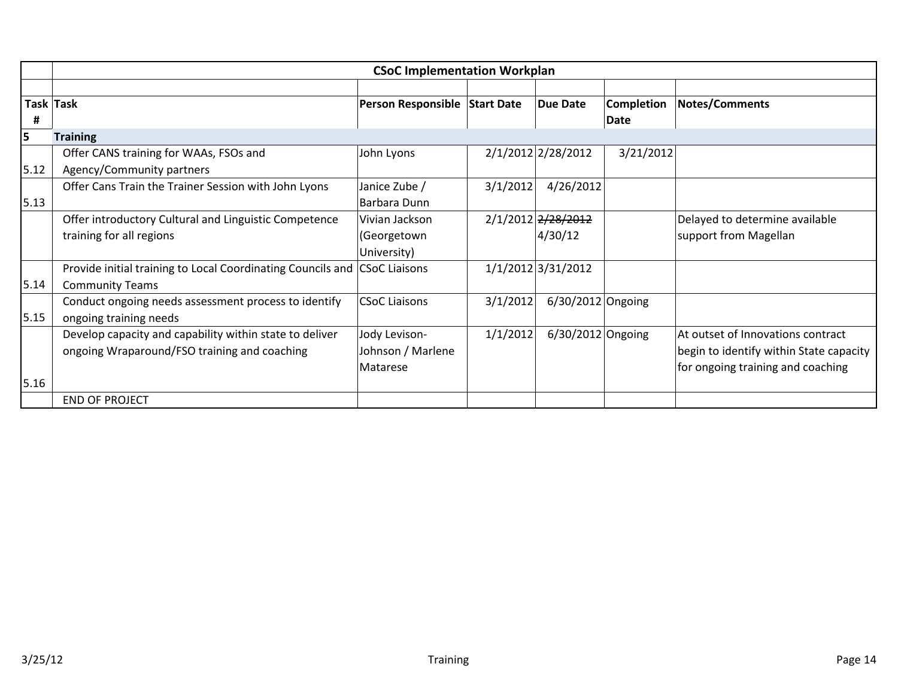| Task # | Task | Person Responsible | Start Date | Due Date | Completion Date | Notes/Comments |
|---|---|---|---|---|---|---|
| | **CSoC Implementation Workplan** | | | | | |
| **5** | **Training** | | | | | |
| 5.12 | Offer CANS training for WAAs, FSOs and Agency/Community partners | John Lyons | 2/1/2012 | 2/28/2012 | 3/21/2012 | |
| 5.13 | Offer Cans Train the Trainer Session with John Lyons | Janice Zube / Barbara Dunn | 3/1/2012 | 4/26/2012 | | |
| | Offer introductory Cultural and Linguistic Competence training for all regions | Vivian Jackson (Georgetown University) | 2/1/2012 | ~~2/28/2012~~ 4/30/12 | | Delayed to determine available support from Magellan |
| 5.14 | Provide initial training to Local Coordinating Councils and Community Teams | CSoC Liaisons | 1/1/2012 | 3/31/2012 | | |
| 5.15 | Conduct ongoing needs assessment process to identify ongoing training needs | CSoC Liaisons | 3/1/2012 | 6/30/2012 | Ongoing | |
| 5.16 | Develop capacity and capability within state to deliver ongoing Wraparound/FSO training and coaching | Jody Levison-Johnson / Marlene Matarese | 1/1/2012 | 6/30/2012 | Ongoing | At outset of Innovations contract begin to identify within State capacity for ongoing training and coaching |
| | END OF PROJECT | | | | | |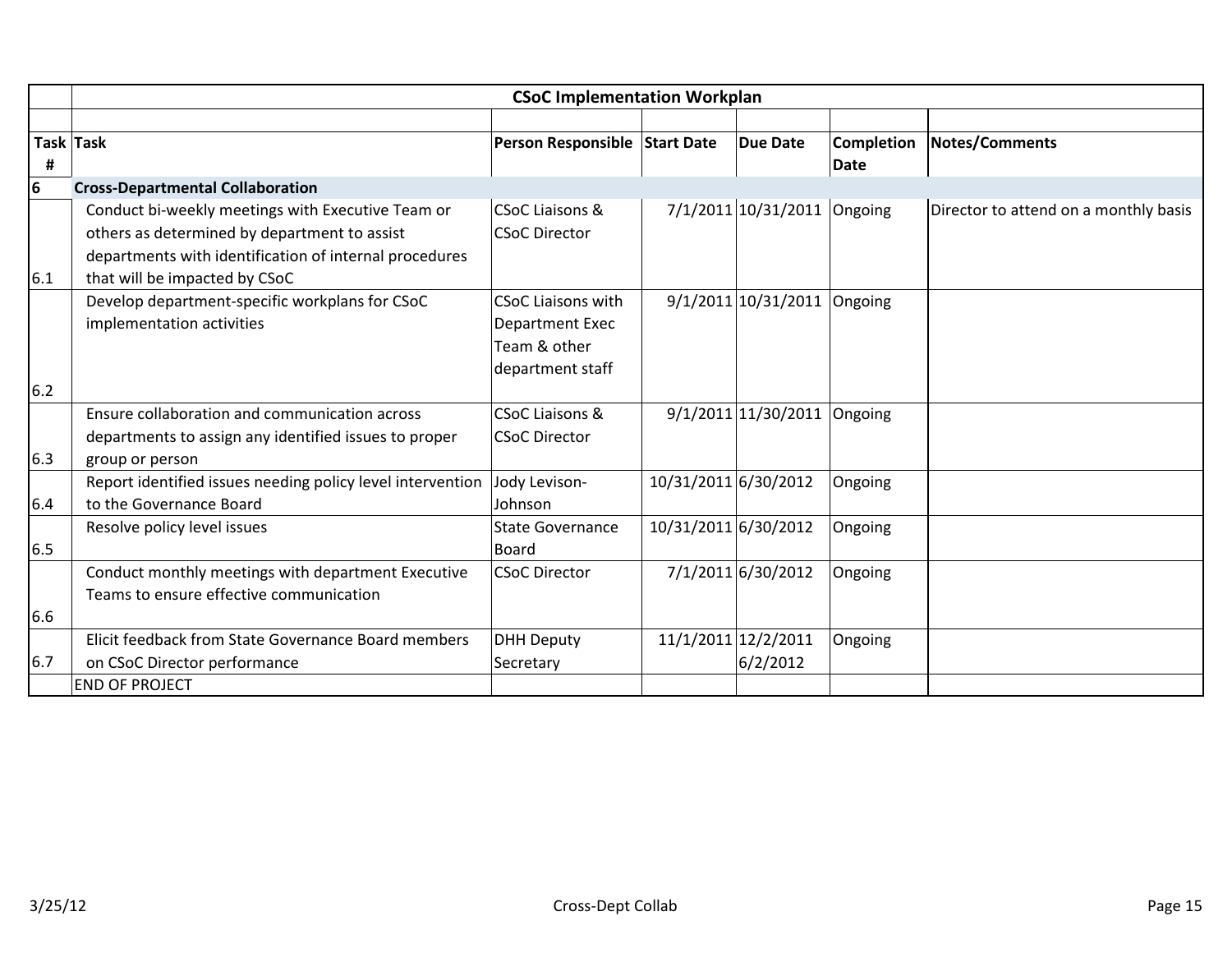| | CSoC Implementation Workplan | | | | | |
|---|---|---|---|---|---|---|
| **Task #** | **Task** | **Person Responsible** | **Start Date** | **Due Date** | **Completion Date** | **Notes/Comments** |
| **6** | **Cross-Departmental Collaboration** | | | | | |
| 6.1 | Conduct bi-weekly meetings with Executive Team or others as determined by department to assist departments with identification of internal procedures that will be impacted by CSoC | CSoC Liaisons & CSoC Director | 7/1/2011 | 10/31/2011 | Ongoing | Director to attend on a monthly basis |
| 6.2 | Develop department-specific workplans for CSoC implementation activities | CSoC Liaisons with Department Exec Team & other department staff | 9/1/2011 | 10/31/2011 | Ongoing | |
| 6.3 | Ensure collaboration and communication across departments to assign any identified issues to proper group or person | CSoC Liaisons & CSoC Director | 9/1/2011 | 11/30/2011 | Ongoing | |
| 6.4 | Report identified issues needing policy level intervention to the Governance Board | Jody Levison-Johnson | 10/31/2011 | 6/30/2012 | Ongoing | |
| 6.5 | Resolve policy level issues | State Governance Board | 10/31/2011 | 6/30/2012 | Ongoing | |
| 6.6 | Conduct monthly meetings with department Executive Teams to ensure effective communication | CSoC Director | 7/1/2011 | 6/30/2012 | Ongoing | |
| 6.7 | Elicit feedback from State Governance Board members on CSoC Director performance | DHH Deputy Secretary | 11/1/2011 | 12/2/2011 6/2/2012 | Ongoing | |
| | END OF PROJECT | | | | | |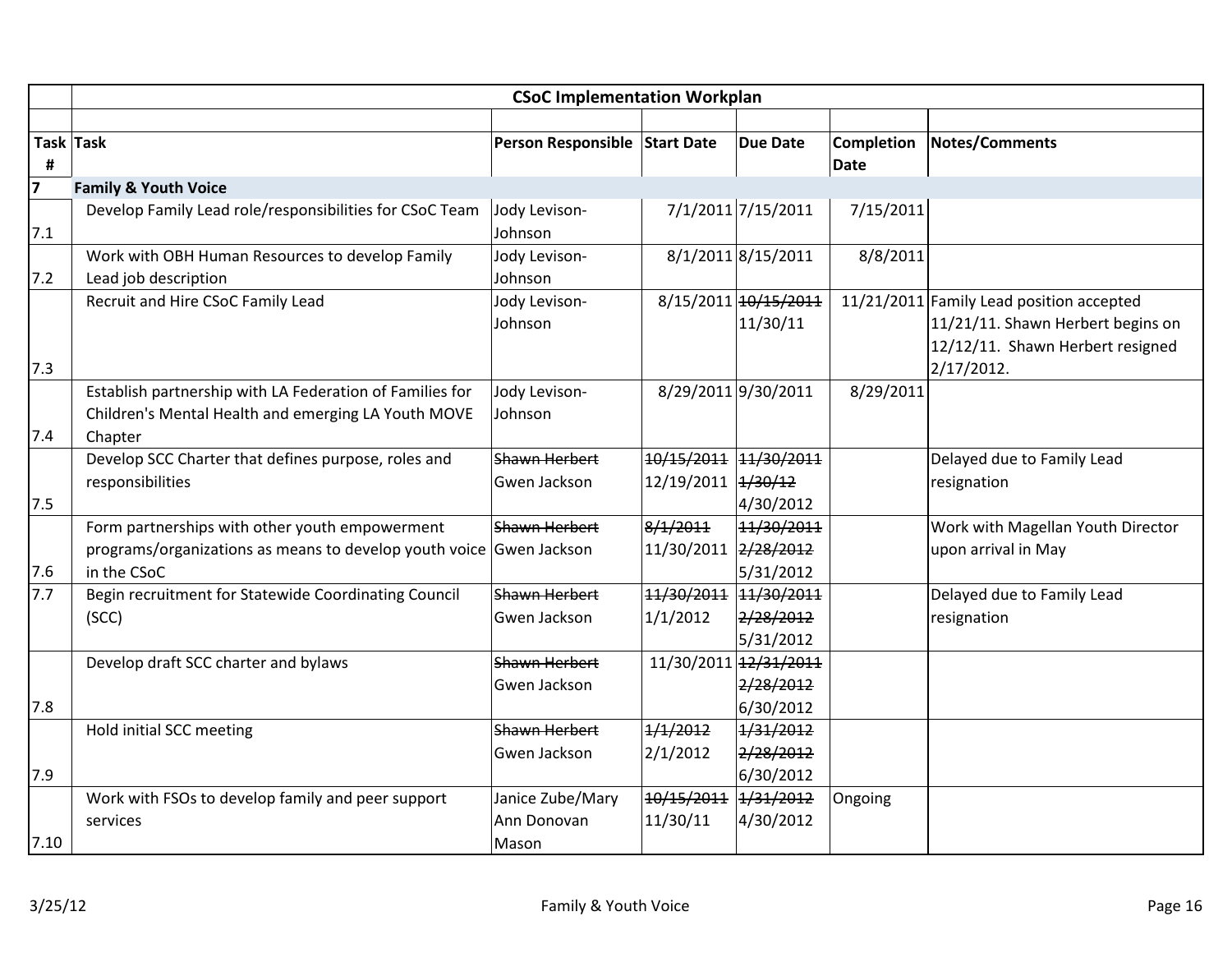| | CSoC Implementation Workplan | | | | | |
|---|---|---|---|---|---|---|
| **Task #** | **Task** | **Person Responsible** | **Start Date** | **Due Date** | **Completion Date** | **Notes/Comments** |
| **7** | **Family & Youth Voice** | | | | | |
| 7.1 | Develop Family Lead role/responsibilities for CSoC Team | Jody Levison-Johnson | 7/1/2011 | 7/15/2011 | 7/15/2011 | |
| 7.2 | Work with OBH Human Resources to develop Family Lead job description | Jody Levison-Johnson | 8/1/2011 | 8/15/2011 | 8/8/2011 | |
| 7.3 | Recruit and Hire CSoC Family Lead | Jody Levison-Johnson | 8/15/2011 | ~~10/15/2011~~ 11/30/11 | 11/21/2011 | Family Lead position accepted 11/21/11. Shawn Herbert begins on 12/12/11. Shawn Herbert resigned 2/17/2012. |
| 7.4 | Establish partnership with LA Federation of Families for Children's Mental Health and emerging LA Youth MOVE Chapter | Jody Levison-Johnson | 8/29/2011 | 9/30/2011 | 8/29/2011 | |
| 7.5 | Develop SCC Charter that defines purpose, roles and responsibilities | ~~Shawn Herbert~~ Gwen Jackson | ~~10/15/2011~~ 12/19/2011 | ~~11/30/2011~~ ~~1/30/12~~ 4/30/2012 | | Delayed due to Family Lead resignation |
| 7.6 | Form partnerships with other youth empowerment programs/organizations as means to develop youth voice in the CSoC | ~~Shawn Herbert~~ Gwen Jackson | ~~8/1/2011~~ 11/30/2011 | ~~11/30/2011~~ ~~2/28/2012~~ 5/31/2012 | | Work with Magellan Youth Director upon arrival in May |
| 7.7 | Begin recruitment for Statewide Coordinating Council (SCC) | ~~Shawn Herbert~~ Gwen Jackson | ~~11/30/2011~~ 1/1/2012 | ~~11/30/2011~~ ~~2/28/2012~~ 5/31/2012 | | Delayed due to Family Lead resignation |
| 7.8 | Develop draft SCC charter and bylaws | ~~Shawn Herbert~~ Gwen Jackson | 11/30/2011 | ~~12/31/2011~~ ~~2/28/2012~~ 6/30/2012 | | |
| 7.9 | Hold initial SCC meeting | ~~Shawn Herbert~~ Gwen Jackson | ~~1/1/2012~~ 2/1/2012 | ~~1/31/2012~~ ~~2/28/2012~~ 6/30/2012 | | |
| 7.10 | Work with FSOs to develop family and peer support services | Janice Zube/Mary Ann Donovan Mason | ~~10/15/2011~~ 11/30/11 | ~~1/31/2012~~ 4/30/2012 | Ongoing | |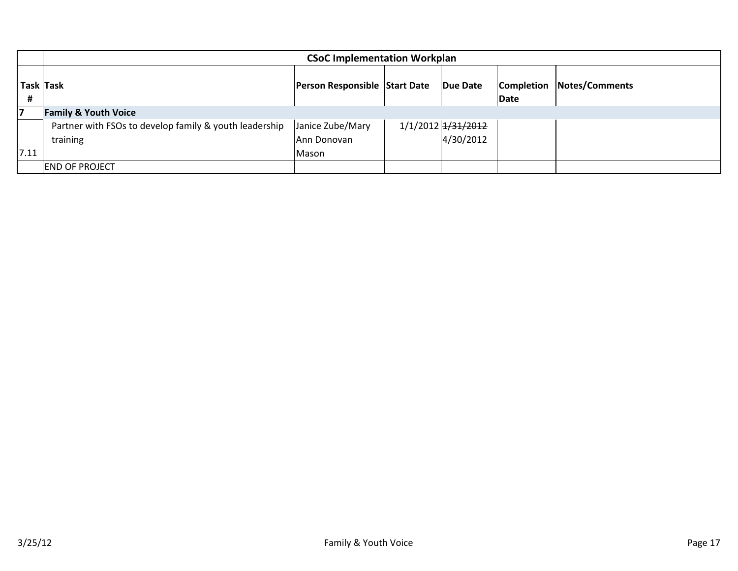| | CSoC Implementation Workplan | | | | | |
|---|---|---|---|---|---|---|
| | | | | | | |
| **Task #** | **Task** | **Person Responsible** | **Start Date** | **Due Date** | **Completion Date** | **Notes/Comments** |
| **7** | **Family & Youth Voice** | | | | | |
| 7.11 | Partner with FSOs to develop family & youth leadership training | Janice Zube/Mary Ann Donovan Mason | 1/1/2012 | ~~1/31/2012~~ 4/30/2012 | | |
| | END OF PROJECT | | | | | |

3/25/12 Family & Youth Voice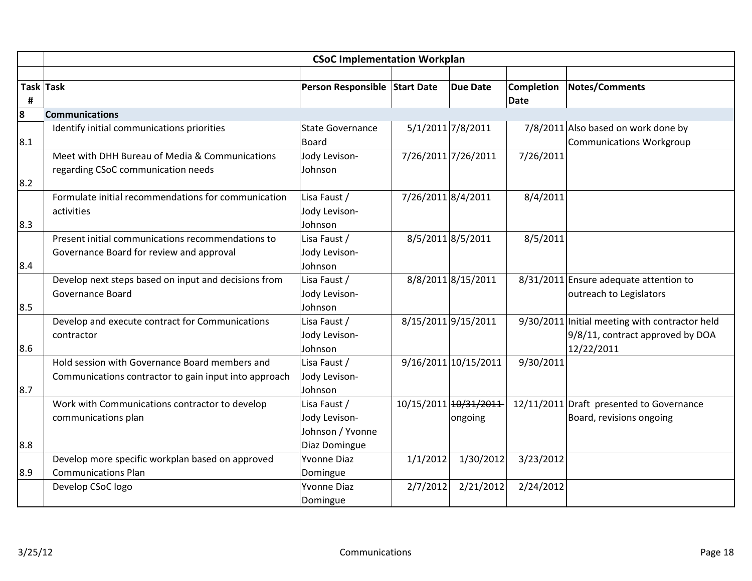| | CSoC Implementation Workplan | | | | | |
|---|---|---|---|---|---|---|
| **Task #** | **Task** | **Person Responsible** | **Start Date** | **Due Date** | **Completion Date** | **Notes/Comments** |
| **8** | **Communications** | | | | | |
| 8.1 | Identify initial communications priorities | State Governance Board | 5/1/2011 | 7/8/2011 | 7/8/2011 | Also based on work done by Communications Workgroup |
| 8.2 | Meet with DHH Bureau of Media & Communications regarding CSoC communication needs | Jody Levison-Johnson | 7/26/2011 | 7/26/2011 | 7/26/2011 | |
| 8.3 | Formulate initial recommendations for communication activities | Lisa Faust / Jody Levison-Johnson | 7/26/2011 | 8/4/2011 | 8/4/2011 | |
| 8.4 | Present initial communications recommendations to Governance Board for review and approval | Lisa Faust / Jody Levison-Johnson | 8/5/2011 | 8/5/2011 | 8/5/2011 | |
| 8.5 | Develop next steps based on input and decisions from Governance Board | Lisa Faust / Jody Levison-Johnson | 8/8/2011 | 8/15/2011 | 8/31/2011 | Ensure adequate attention to outreach to Legislators |
| 8.6 | Develop and execute contract for Communications contractor | Lisa Faust / Jody Levison-Johnson | 8/15/2011 | 9/15/2011 | 9/30/2011 | Initial meeting with contractor held 9/8/11, contract approved by DOA 12/22/2011 |
| 8.7 | Hold session with Governance Board members and Communications contractor to gain input into approach | Lisa Faust / Jody Levison-Johnson | 9/16/2011 | 10/15/2011 | 9/30/2011 | |
| 8.8 | Work with Communications contractor to develop communications plan | Lisa Faust / Jody Levison-Johnson / Yvonne Diaz Domingue | 10/15/2011 | ~~10/31/2011~~ ongoing | 12/11/2011 | Draft presented to Governance Board, revisions ongoing |
| 8.9 | Develop more specific workplan based on approved Communications Plan | Yvonne Diaz Domingue | 1/1/2012 | 1/30/2012 | 3/23/2012 | |
| | Develop CSoC logo | Yvonne Diaz Domingue | 2/7/2012 | 2/21/2012 | 2/24/2012 | |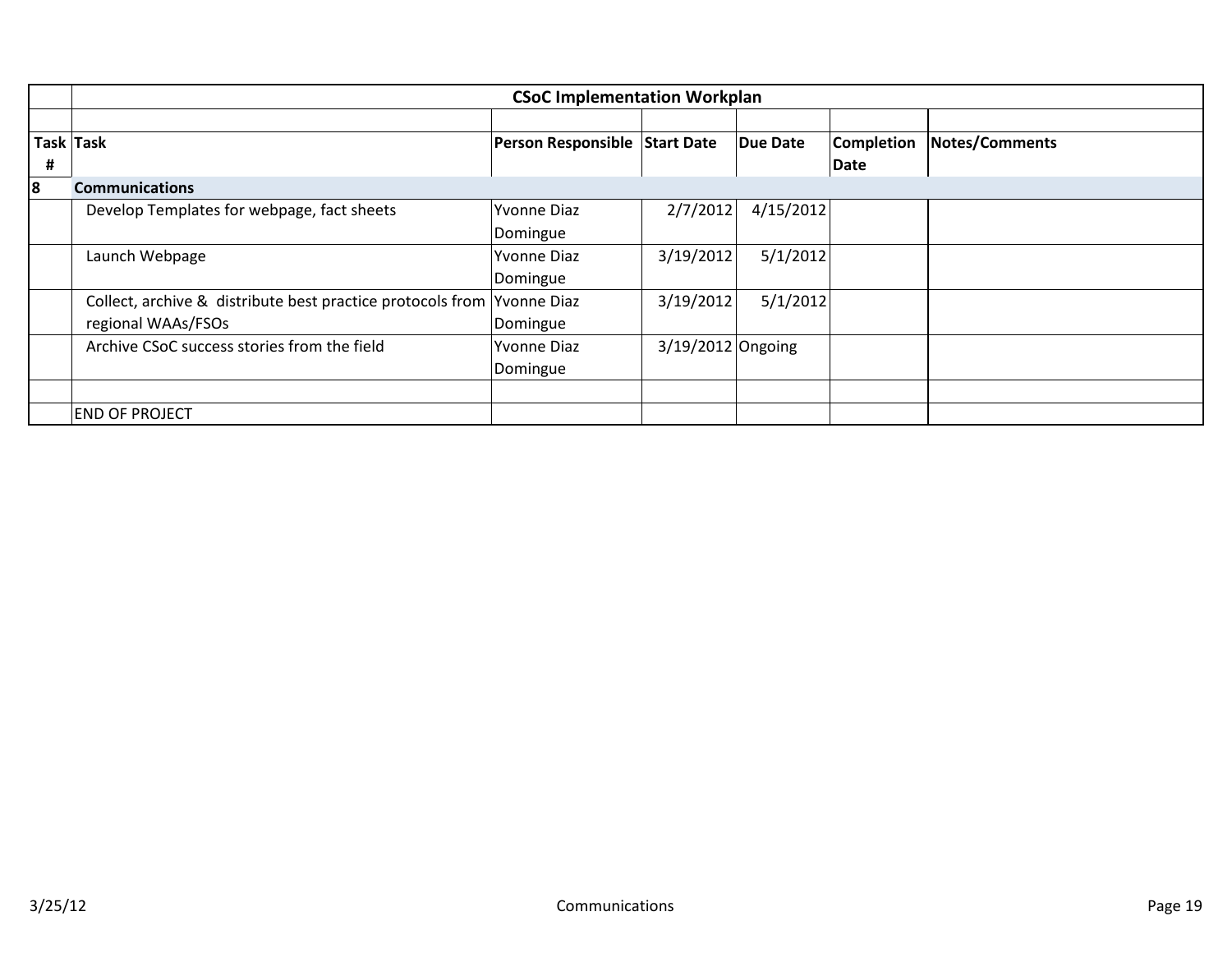| | **CSoC Implementation Workplan** | | | | | |
|---|---|---|---|---|---|---|
| | | | | | | |
| **Task #** | **Task** | **Person Responsible** | **Start Date** | **Due Date** | **Completion Date** | **Notes/Comments** |
| **8** | **Communications** | | | | | |
| | Develop Templates for webpage, fact sheets | Yvonne Diaz Domingue | 2/7/2012 | 4/15/2012 | | |
| | Launch Webpage | Yvonne Diaz Domingue | 3/19/2012 | 5/1/2012 | | |
| | Collect, archive & distribute best practice protocols from regional WAAs/FSOs | Yvonne Diaz Domingue | 3/19/2012 | 5/1/2012 | | |
| | Archive CSoC success stories from the field | Yvonne Diaz Domingue | 3/19/2012 | Ongoing | | |
| | | | | | | |
| | END OF PROJECT | | | | | |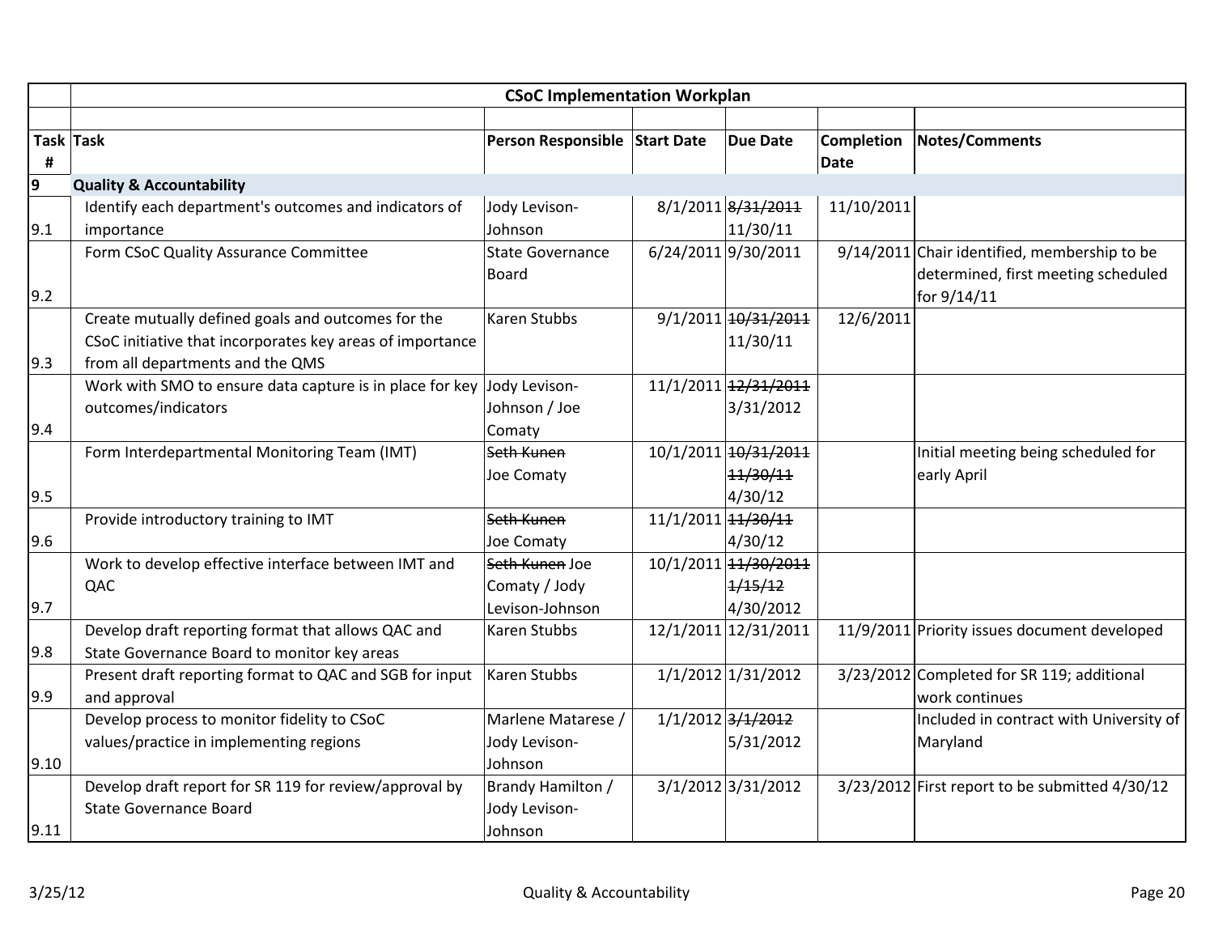| | CSoC Implementation Workplan | | | | | |
|---|---|---|---|---|---|---|
| **Task #** | **Task** | **Person Responsible** | **Start Date** | **Due Date** | **Completion Date** | **Notes/Comments** |
| **9** | **Quality & Accountability** | | | | | |
| 9.1 | Identify each department's outcomes and indicators of importance | Jody Levison-Johnson | 8/1/2011 | ~~8/31/2011~~ 11/30/11 | 11/10/2011 | |
| 9.2 | Form CSoC Quality Assurance Committee | State Governance Board | 6/24/2011 | 9/30/2011 | 9/14/2011 | Chair identified, membership to be determined, first meeting scheduled for 9/14/11 |
| 9.3 | Create mutually defined goals and outcomes for the CSoC initiative that incorporates key areas of importance from all departments and the QMS | Karen Stubbs | 9/1/2011 | ~~10/31/2011~~ 11/30/11 | 12/6/2011 | |
| 9.4 | Work with SMO to ensure data capture is in place for key outcomes/indicators | Jody Levison-Johnson / Joe Comaty | 11/1/2011 | ~~12/31/2011~~ 3/31/2012 | | |
| 9.5 | Form Interdepartmental Monitoring Team (IMT) | ~~Seth Kunen~~ Joe Comaty | 10/1/2011 | ~~10/31/2011~~ ~~11/30/11~~ 4/30/12 | | Initial meeting being scheduled for early April |
| 9.6 | Provide introductory training to IMT | ~~Seth Kunen~~ Joe Comaty | 11/1/2011 | ~~11/30/11~~ 4/30/12 | | |
| 9.7 | Work to develop effective interface between IMT and QAC | ~~Seth Kunen~~ Joe Comaty / Jody Levison-Johnson | 10/1/2011 | ~~11/30/2011~~ ~~1/15/12~~ 4/30/2012 | | |
| 9.8 | Develop draft reporting format that allows QAC and State Governance Board to monitor key areas | Karen Stubbs | 12/1/2011 | 12/31/2011 | 11/9/2011 | Priority issues document developed |
| 9.9 | Present draft reporting format to QAC and SGB for input and approval | Karen Stubbs | 1/1/2012 | 1/31/2012 | 3/23/2012 | Completed for SR 119; additional work continues |
| 9.10 | Develop process to monitor fidelity to CSoC values/practice in implementing regions | Marlene Matarese / Jody Levison-Johnson | 1/1/2012 | ~~3/1/2012~~ 5/31/2012 | | Included in contract with University of Maryland |
| 9.11 | Develop draft report for SR 119 for review/approval by State Governance Board | Brandy Hamilton / Jody Levison-Johnson | 3/1/2012 | 3/31/2012 | 3/23/2012 | First report to be submitted 4/30/12 |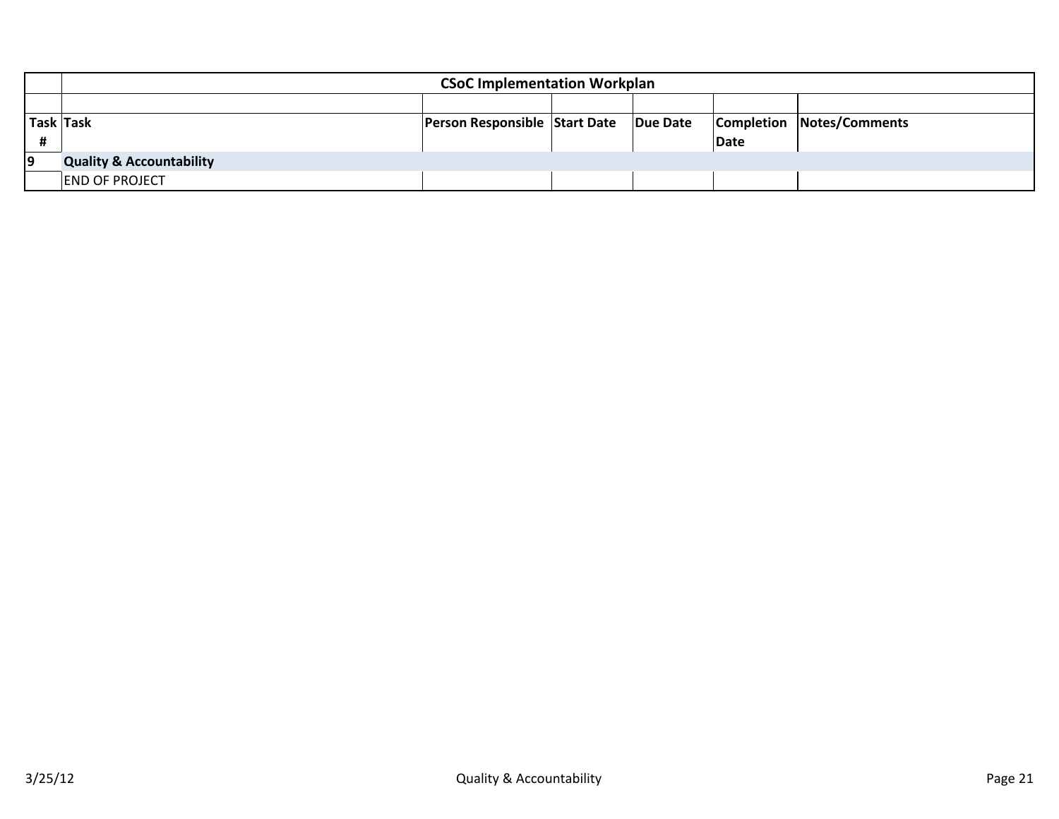| | CSoC Implementation Workplan | | | | | |
|---|---|---|---|---|---|---|
| | | | | | | |
| Task # | Task | Person Responsible | Start Date | Due Date | Completion Date | Notes/Comments |
| 9 | **Quality & Accountability** | | | | | |
| | END OF PROJECT | | | | | |